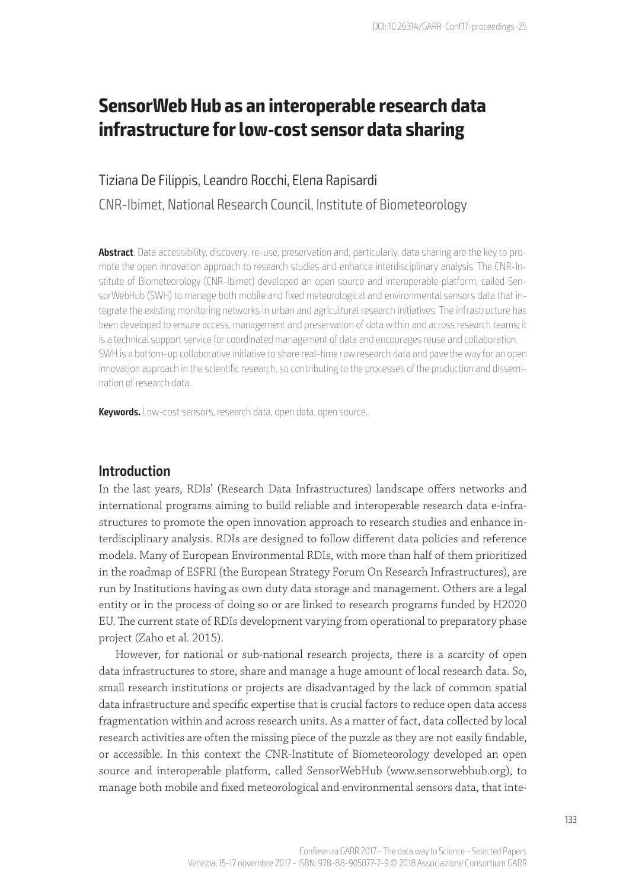# SensorWeb Hub as an interoperable research data infrastructure for low-cost sensor data sharing

Tiziana De Filippis, Leandro Rocchi, Elena Rapisardi

CNR-Ibimet, National Research Council, Institute of Biometeorology

**Abstract**. Data accessibility, discovery, re-use, preservation and, particularly, data sharing are the key to promote the open innovation approach to research studies and enhance interdisciplinary analysis. The CNR-Institute of Biometeorology (CNR-Ibimet) developed an open source and interoperable platform, called SensorWebHub (SWH) to manage both mobile and fixed meteorological and environmental sensors data that integrate the existing monitoring networks in urban and agricultural research initiatives. The infrastructure has been developed to ensure access, management and preservation of data within and across research teams; it is a technical support service for coordinated management of data and encourages reuse and collaboration. SWH is a bottom-up collaborative initiative to share real-time raw research data and pave the way for an open innovation approach in the scientific research, so contributing to the processes of the production and dissemination of research data.

**Keywords.** Low-cost sensors, research data, open data, open source.

## Introduction

In the last years, RDIs' (Research Data Infrastructures) landscape offers networks and international programs aiming to build reliable and interoperable research data e-infrastructures to promote the open innovation approach to research studies and enhance interdisciplinary analysis. RDIs are designed to follow different data policies and reference models. Many of European Environmental RDIs, with more than half of them prioritized in the roadmap of ESFRI (the European Strategy Forum On Research Infrastructures), are run by Institutions having as own duty data storage and management. Others are a legal entity or in the process of doing so or are linked to research programs funded by H2020 EU. The current state of RDIs development varying from operational to preparatory phase project (Zaho et al. 2015).

However, for national or sub-national research projects, there is a scarcity of open data infrastructures to store, share and manage a huge amount of local research data. So, small research institutions or projects are disadvantaged by the lack of common spatial data infrastructure and specific expertise that is crucial factors to reduce open data access fragmentation within and across research units. As a matter of fact, data collected by local research activities are often the missing piece of the puzzle as they are not easily findable, or accessible. In this context the CNR-Institute of Biometeorology developed an open source and interoperable platform, called SensorWebHub (www.sensorwebhub.org), to manage both mobile and fixed meteorological and environmental sensors data, that inte-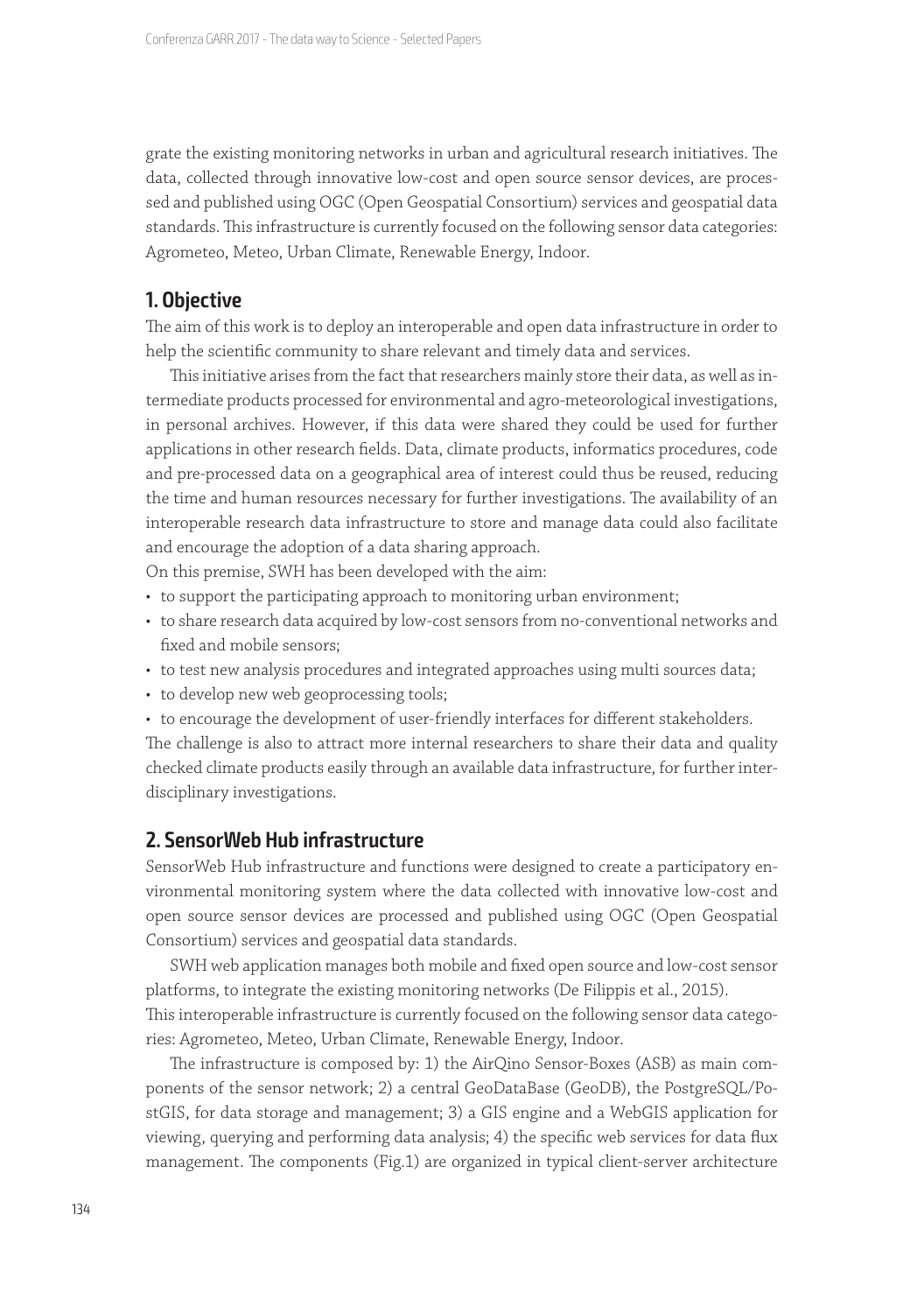grate the existing monitoring networks in urban and agricultural research initiatives. The data, collected through innovative low-cost and open source sensor devices, are processed and published using OGC (Open Geospatial Consortium) services and geospatial data standards. This infrastructure is currently focused on the following sensor data categories: Agrometeo, Meteo, Urban Climate, Renewable Energy, Indoor.

## 1. Objective

The aim of this work is to deploy an interoperable and open data infrastructure in order to help the scientific community to share relevant and timely data and services.

This initiative arises from the fact that researchers mainly store their data, as well as intermediate products processed for environmental and agro-meteorological investigations, in personal archives. However, if this data were shared they could be used for further applications in other research fields. Data, climate products, informatics procedures, code and pre-processed data on a geographical area of interest could thus be reused, reducing the time and human resources necessary for further investigations. The availability of an interoperable research data infrastructure to store and manage data could also facilitate and encourage the adoption of a data sharing approach.

On this premise, SWH has been developed with the aim:

- to support the participating approach to monitoring urban environment;
- to share research data acquired by low-cost sensors from no-conventional networks and fixed and mobile sensors;
- to test new analysis procedures and integrated approaches using multi sources data;
- to develop new web geoprocessing tools;
- to encourage the development of user-friendly interfaces for different stakeholders.

The challenge is also to attract more internal researchers to share their data and quality checked climate products easily through an available data infrastructure, for further interdisciplinary investigations.

## 2. SensorWeb Hub infrastructure

SensorWeb Hub infrastructure and functions were designed to create a participatory environmental monitoring system where the data collected with innovative low-cost and open source sensor devices are processed and published using OGC (Open Geospatial Consortium) services and geospatial data standards.

SWH web application manages both mobile and fixed open source and low-cost sensor platforms, to integrate the existing monitoring networks (De Filippis et al., 2015).

This interoperable infrastructure is currently focused on the following sensor data categories: Agrometeo, Meteo, Urban Climate, Renewable Energy, Indoor.

The infrastructure is composed by: 1) the AirQino Sensor-Boxes (ASB) as main components of the sensor network; 2) a central GeoDataBase (GeoDB), the PostgreSQL/PostGIS, for data storage and management; 3) a GIS engine and a WebGIS application for viewing, querying and performing data analysis; 4) the specific web services for data flux management. The components (Fig.1) are organized in typical client-server architecture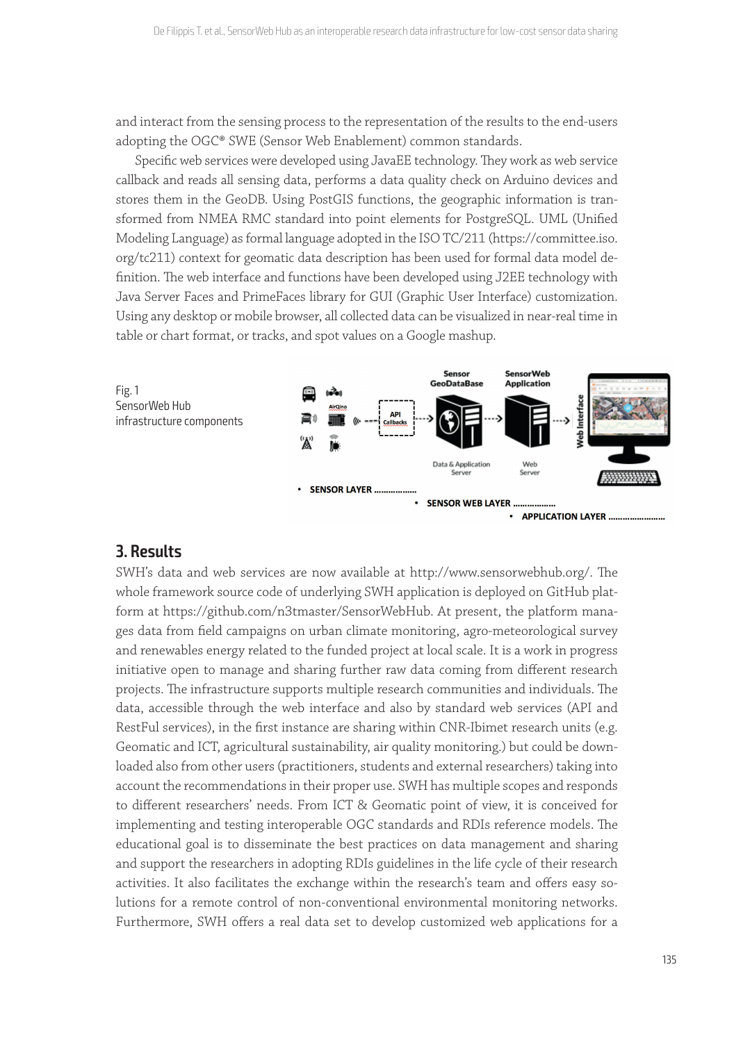and interact from the sensing process to the representation of the results to the end-users adopting the OGC® SWE (Sensor Web Enablement) common standards.

Specific web services were developed using JavaEE technology. They work as web service callback and reads all sensing data, performs a data quality check on Arduino devices and stores them in the GeoDB. Using PostGIS functions, the geographic information is transformed from NMEA RMC standard into point elements for PostgreSQL. UML (Unified Modeling Language) as formal language adopted in the ISO TC/211 (https://committee.iso.org/tc211) context for geomatic data description has been used for formal data model definition. The web interface and functions have been developed using J2EE technology with Java Server Faces and PrimeFaces library for GUI (Graphic User Interface) customization. Using any desktop or mobile browser, all collected data can be visualized in near-real time in table or chart format, or tracks, and spot values on a Google mashup.

Fig. 1
SensorWeb Hub infrastructure components

## 3. Results

SWH's data and web services are now available at http://www.sensorwebhub.org/. The whole framework source code of underlying SWH application is deployed on GitHub platform at https://github.com/n3tmaster/SensorWebHub. At present, the platform manages data from field campaigns on urban climate monitoring, agro-meteorological survey and renewables energy related to the funded project at local scale. It is a work in progress initiative open to manage and sharing further raw data coming from different research projects. The infrastructure supports multiple research communities and individuals. The data, accessible through the web interface and also by standard web services (API and RestFul services), in the first instance are sharing within CNR-Ibimet research units (e.g. Geomatic and ICT, agricultural sustainability, air quality monitoring.) but could be downloaded also from other users (practitioners, students and external researchers) taking into account the recommendations in their proper use. SWH has multiple scopes and responds to different researchers' needs. From ICT & Geomatic point of view, it is conceived for implementing and testing interoperable OGC standards and RDIs reference models. The educational goal is to disseminate the best practices on data management and sharing and support the researchers in adopting RDIs guidelines in the life cycle of their research activities. It also facilitates the exchange within the research's team and offers easy solutions for a remote control of non-conventional environmental monitoring networks. Furthermore, SWH offers a real data set to develop customized web applications for a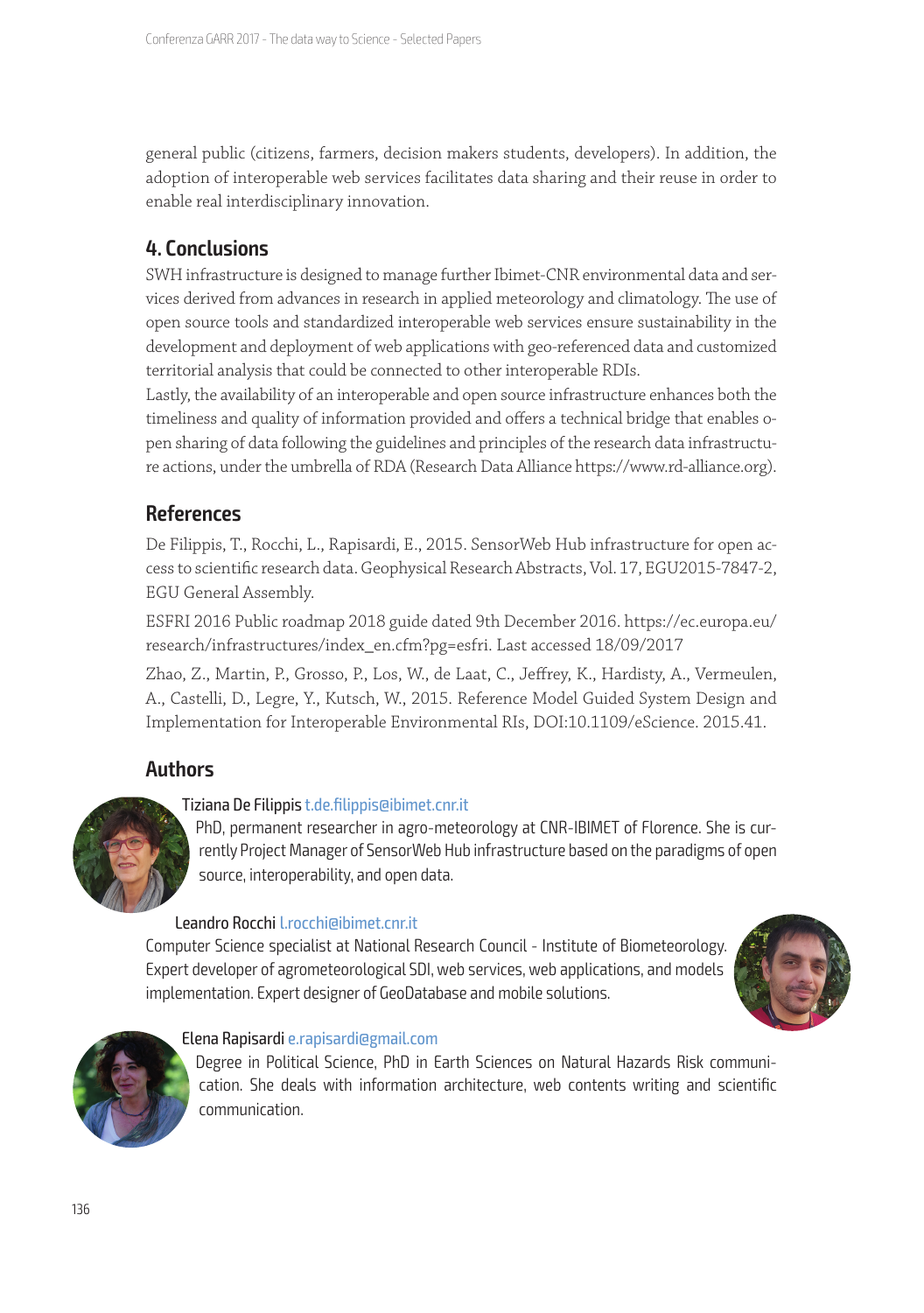general public (citizens, farmers, decision makers students, developers). In addition, the adoption of interoperable web services facilitates data sharing and their reuse in order to enable real interdisciplinary innovation.

## 4. Conclusions

SWH infrastructure is designed to manage further Ibimet-CNR environmental data and services derived from advances in research in applied meteorology and climatology. The use of open source tools and standardized interoperable web services ensure sustainability in the development and deployment of web applications with geo-referenced data and customized territorial analysis that could be connected to other interoperable RDIs.

Lastly, the availability of an interoperable and open source infrastructure enhances both the timeliness and quality of information provided and offers a technical bridge that enables open sharing of data following the guidelines and principles of the research data infrastructure actions, under the umbrella of RDA (Research Data Alliance https://www.rd-alliance.org).

## References

De Filippis, T., Rocchi, L., Rapisardi, E., 2015. SensorWeb Hub infrastructure for open access to scientific research data. Geophysical Research Abstracts, Vol. 17, EGU2015-7847-2, EGU General Assembly.

ESFRI 2016 Public roadmap 2018 guide dated 9th December 2016. https://ec.europa.eu/research/infrastructures/index_en.cfm?pg=esfri. Last accessed 18/09/2017

Zhao, Z., Martin, P., Grosso, P., Los, W., de Laat, C., Jeffrey, K., Hardisty, A., Vermeulen, A., Castelli, D., Legre, Y., Kutsch, W., 2015. Reference Model Guided System Design and Implementation for Interoperable Environmental RIs, DOI:10.1109/eScience. 2015.41.

## Authors

**Tiziana De Filippis** t.de.filippis@ibimet.cnr.it

PhD, permanent researcher in agro-meteorology at CNR-IBIMET of Florence. She is currently Project Manager of SensorWeb Hub infrastructure based on the paradigms of open source, interoperability, and open data.

**Leandro Rocchi** l.rocchi@ibimet.cnr.it

Computer Science specialist at National Research Council - Institute of Biometeorology. Expert developer of agrometeorological SDI, web services, web applications, and models implementation. Expert designer of GeoDatabase and mobile solutions.

**Elena Rapisardi** e.rapisardi@gmail.com

Degree in Political Science, PhD in Earth Sciences on Natural Hazards Risk communication. She deals with information architecture, web contents writing and scientific communication.